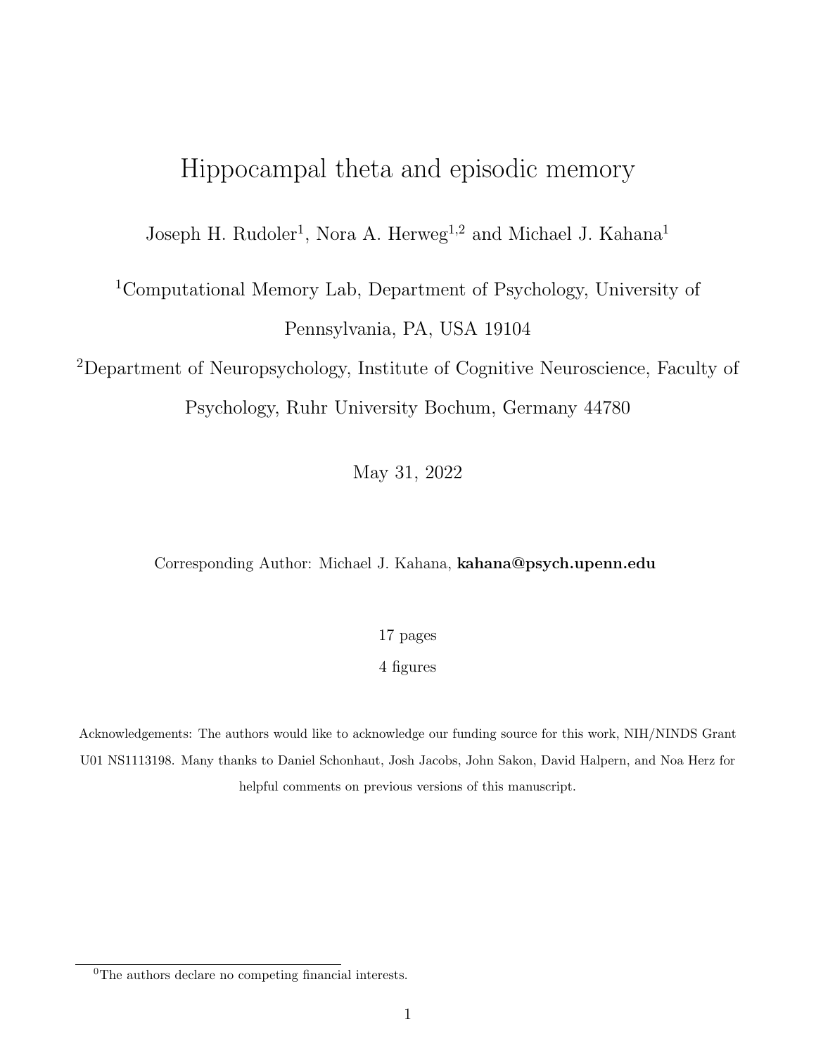# Hippocampal theta and episodic memory

Joseph H. Rudoler[1], Nora A. Herweg[1,2] and Michael J. Kahana[1]

[1]Computational Memory Lab, Department of Psychology, University of Pennsylvania, PA, USA 19104

[2]Department of Neuropsychology, Institute of Cognitive Neuroscience, Faculty of Psychology, Ruhr University Bochum, Germany 44780

May 31, 2022

Corresponding Author: Michael J. Kahana, **kahana@psych.upenn.edu**

17 pages

4 figures

Acknowledgements: The authors would like to acknowledge our funding source for this work, NIH/NINDS Grant U01 NS1113198. Many thanks to Daniel Schonhaut, Josh Jacobs, John Sakon, David Halpern, and Noa Herz for helpful comments on previous versions of this manuscript.

[0]The authors declare no competing financial interests.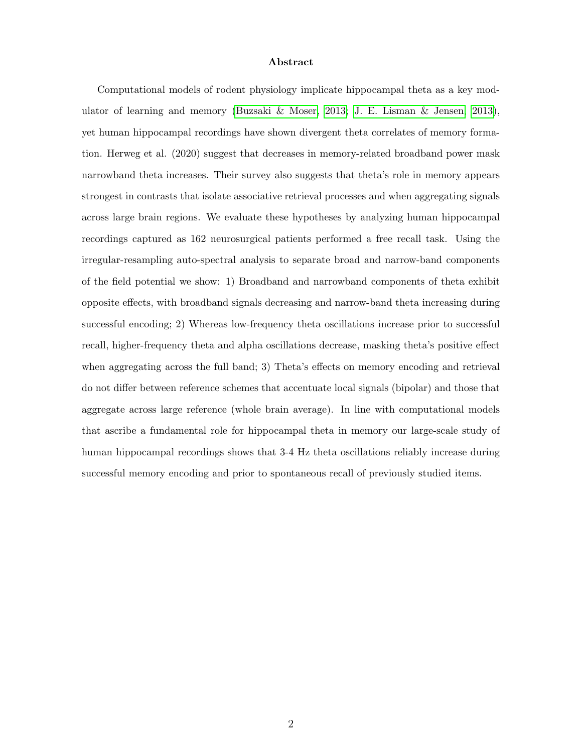## Abstract

Computational models of rodent physiology implicate hippocampal theta as a key modulator of learning and memory (Buzsaki & Moser, 2013; J. E. Lisman & Jensen, 2013), yet human hippocampal recordings have shown divergent theta correlates of memory formation. Herweg et al. (2020) suggest that decreases in memory-related broadband power mask narrowband theta increases. Their survey also suggests that theta's role in memory appears strongest in contrasts that isolate associative retrieval processes and when aggregating signals across large brain regions. We evaluate these hypotheses by analyzing human hippocampal recordings captured as 162 neurosurgical patients performed a free recall task. Using the irregular-resampling auto-spectral analysis to separate broad and narrow-band components of the field potential we show: 1) Broadband and narrowband components of theta exhibit opposite effects, with broadband signals decreasing and narrow-band theta increasing during successful encoding; 2) Whereas low-frequency theta oscillations increase prior to successful recall, higher-frequency theta and alpha oscillations decrease, masking theta's positive effect when aggregating across the full band; 3) Theta's effects on memory encoding and retrieval do not differ between reference schemes that accentuate local signals (bipolar) and those that aggregate across large reference (whole brain average). In line with computational models that ascribe a fundamental role for hippocampal theta in memory our large-scale study of human hippocampal recordings shows that 3-4 Hz theta oscillations reliably increase during successful memory encoding and prior to spontaneous recall of previously studied items.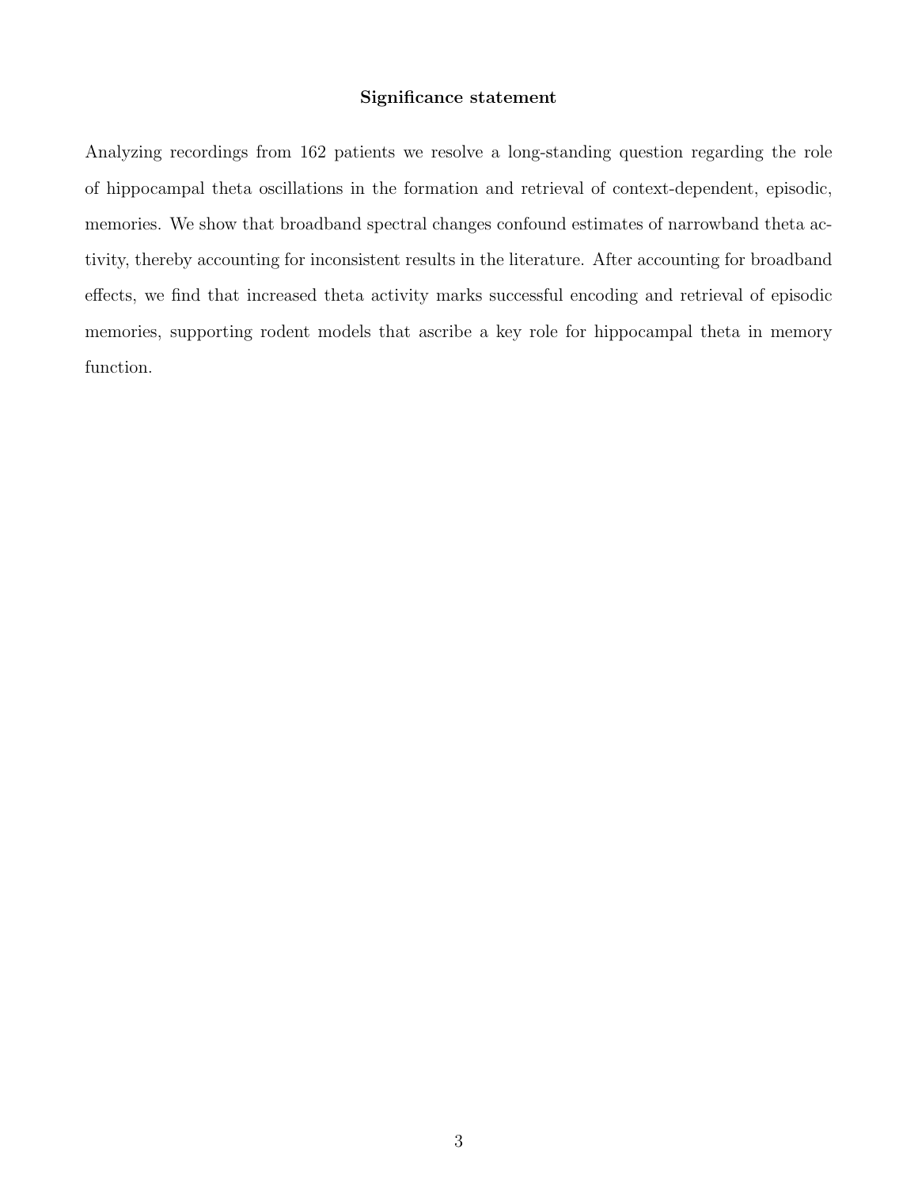## Significance statement

Analyzing recordings from 162 patients we resolve a long-standing question regarding the role of hippocampal theta oscillations in the formation and retrieval of context-dependent, episodic, memories. We show that broadband spectral changes confound estimates of narrowband theta activity, thereby accounting for inconsistent results in the literature. After accounting for broadband effects, we find that increased theta activity marks successful encoding and retrieval of episodic memories, supporting rodent models that ascribe a key role for hippocampal theta in memory function.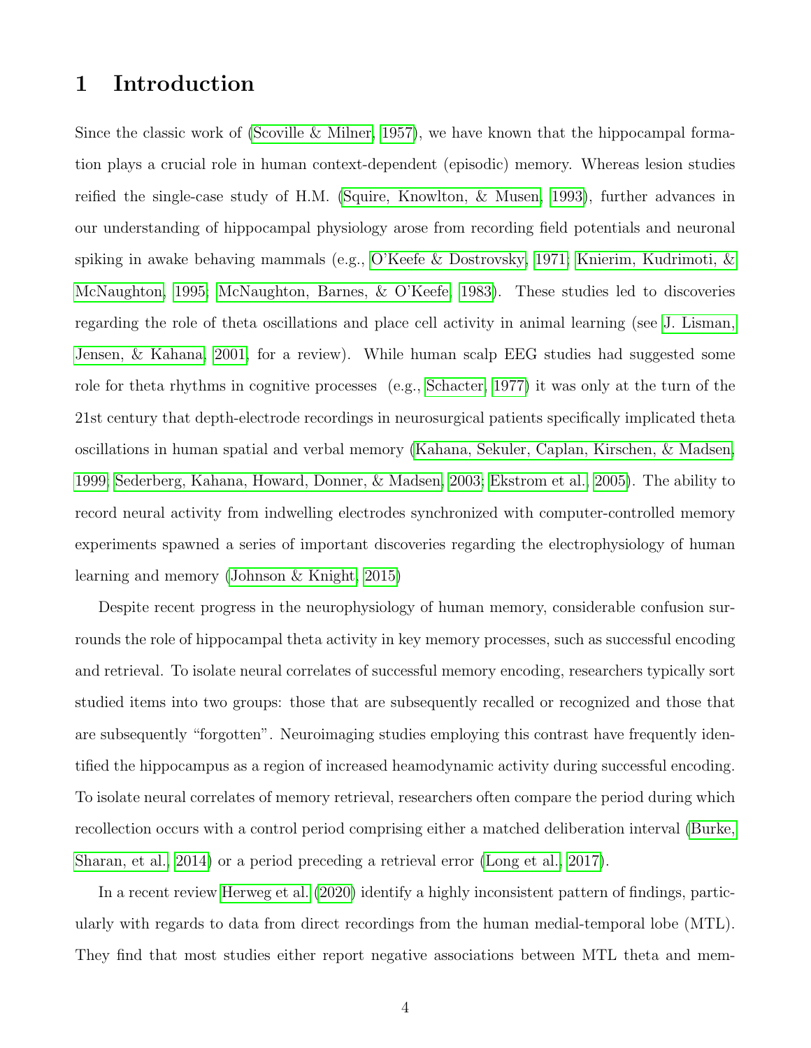# 1 Introduction

Since the classic work of (Scoville & Milner, 1957), we have known that the hippocampal formation plays a crucial role in human context-dependent (episodic) memory. Whereas lesion studies reified the single-case study of H.M. (Squire, Knowlton, & Musen, 1993), further advances in our understanding of hippocampal physiology arose from recording field potentials and neuronal spiking in awake behaving mammals (e.g., O'Keefe & Dostrovsky, 1971; Knierim, Kudrimoti, & McNaughton, 1995; McNaughton, Barnes, & O'Keefe, 1983). These studies led to discoveries regarding the role of theta oscillations and place cell activity in animal learning (see J. Lisman, Jensen, & Kahana, 2001, for a review). While human scalp EEG studies had suggested some role for theta rhythms in cognitive processes (e.g., Schacter, 1977) it was only at the turn of the 21st century that depth-electrode recordings in neurosurgical patients specifically implicated theta oscillations in human spatial and verbal memory (Kahana, Sekuler, Caplan, Kirschen, & Madsen, 1999; Sederberg, Kahana, Howard, Donner, & Madsen, 2003; Ekstrom et al., 2005). The ability to record neural activity from indwelling electrodes synchronized with computer-controlled memory experiments spawned a series of important discoveries regarding the electrophysiology of human learning and memory (Johnson & Knight, 2015)

Despite recent progress in the neurophysiology of human memory, considerable confusion surrounds the role of hippocampal theta activity in key memory processes, such as successful encoding and retrieval. To isolate neural correlates of successful memory encoding, researchers typically sort studied items into two groups: those that are subsequently recalled or recognized and those that are subsequently "forgotten". Neuroimaging studies employing this contrast have frequently identified the hippocampus as a region of increased heamodynamic activity during successful encoding. To isolate neural correlates of memory retrieval, researchers often compare the period during which recollection occurs with a control period comprising either a matched deliberation interval (Burke, Sharan, et al., 2014) or a period preceding a retrieval error (Long et al., 2017).

In a recent review Herweg et al. (2020) identify a highly inconsistent pattern of findings, particularly with regards to data from direct recordings from the human medial-temporal lobe (MTL). They find that most studies either report negative associations between MTL theta and mem-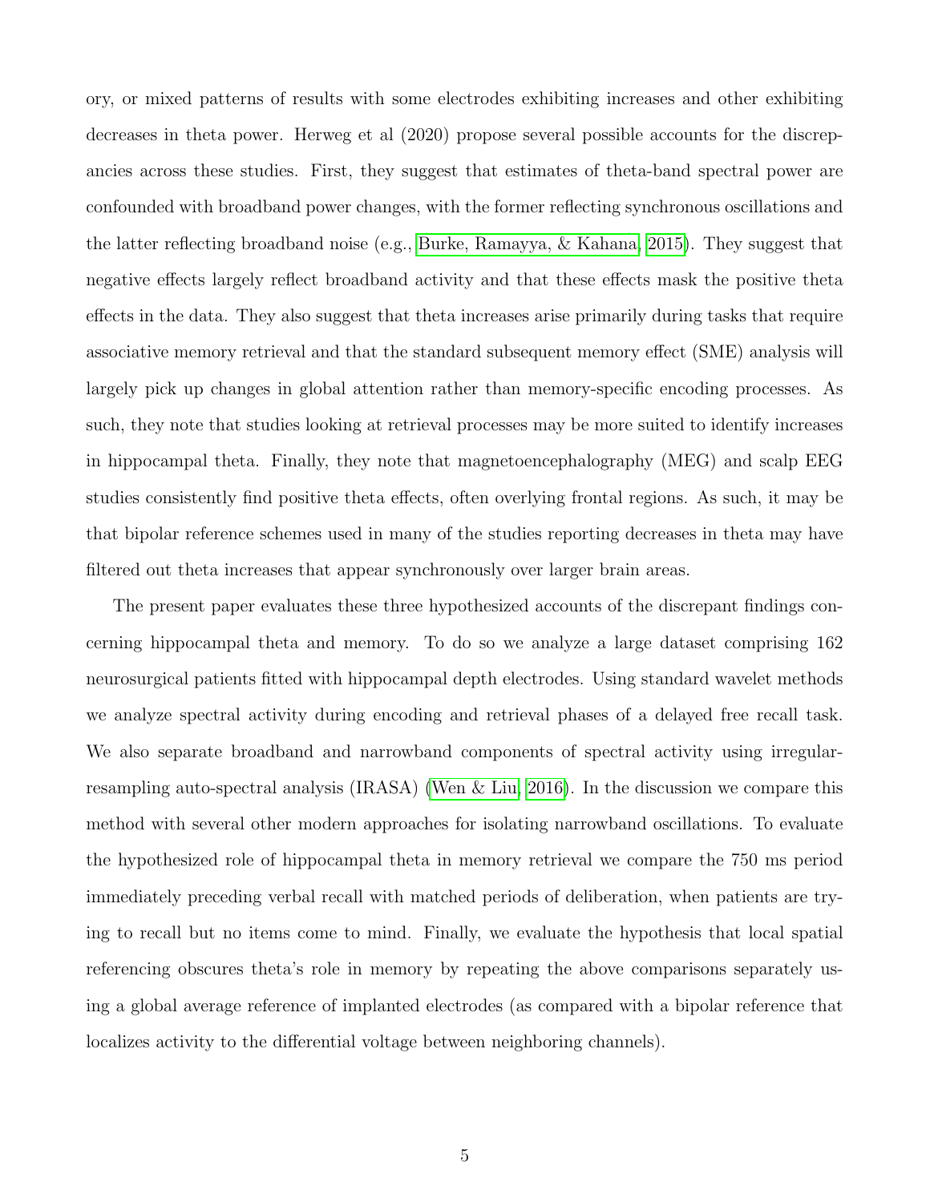ory, or mixed patterns of results with some electrodes exhibiting increases and other exhibiting decreases in theta power. Herweg et al (2020) propose several possible accounts for the discrepancies across these studies. First, they suggest that estimates of theta-band spectral power are confounded with broadband power changes, with the former reflecting synchronous oscillations and the latter reflecting broadband noise (e.g., Burke, Ramayya, & Kahana, 2015). They suggest that negative effects largely reflect broadband activity and that these effects mask the positive theta effects in the data. They also suggest that theta increases arise primarily during tasks that require associative memory retrieval and that the standard subsequent memory effect (SME) analysis will largely pick up changes in global attention rather than memory-specific encoding processes. As such, they note that studies looking at retrieval processes may be more suited to identify increases in hippocampal theta. Finally, they note that magnetoencephalography (MEG) and scalp EEG studies consistently find positive theta effects, often overlying frontal regions. As such, it may be that bipolar reference schemes used in many of the studies reporting decreases in theta may have filtered out theta increases that appear synchronously over larger brain areas.

The present paper evaluates these three hypothesized accounts of the discrepant findings concerning hippocampal theta and memory. To do so we analyze a large dataset comprising 162 neurosurgical patients fitted with hippocampal depth electrodes. Using standard wavelet methods we analyze spectral activity during encoding and retrieval phases of a delayed free recall task. We also separate broadband and narrowband components of spectral activity using irregular-resampling auto-spectral analysis (IRASA) (Wen & Liu, 2016). In the discussion we compare this method with several other modern approaches for isolating narrowband oscillations. To evaluate the hypothesized role of hippocampal theta in memory retrieval we compare the 750 ms period immediately preceding verbal recall with matched periods of deliberation, when patients are trying to recall but no items come to mind. Finally, we evaluate the hypothesis that local spatial referencing obscures theta's role in memory by repeating the above comparisons separately using a global average reference of implanted electrodes (as compared with a bipolar reference that localizes activity to the differential voltage between neighboring channels).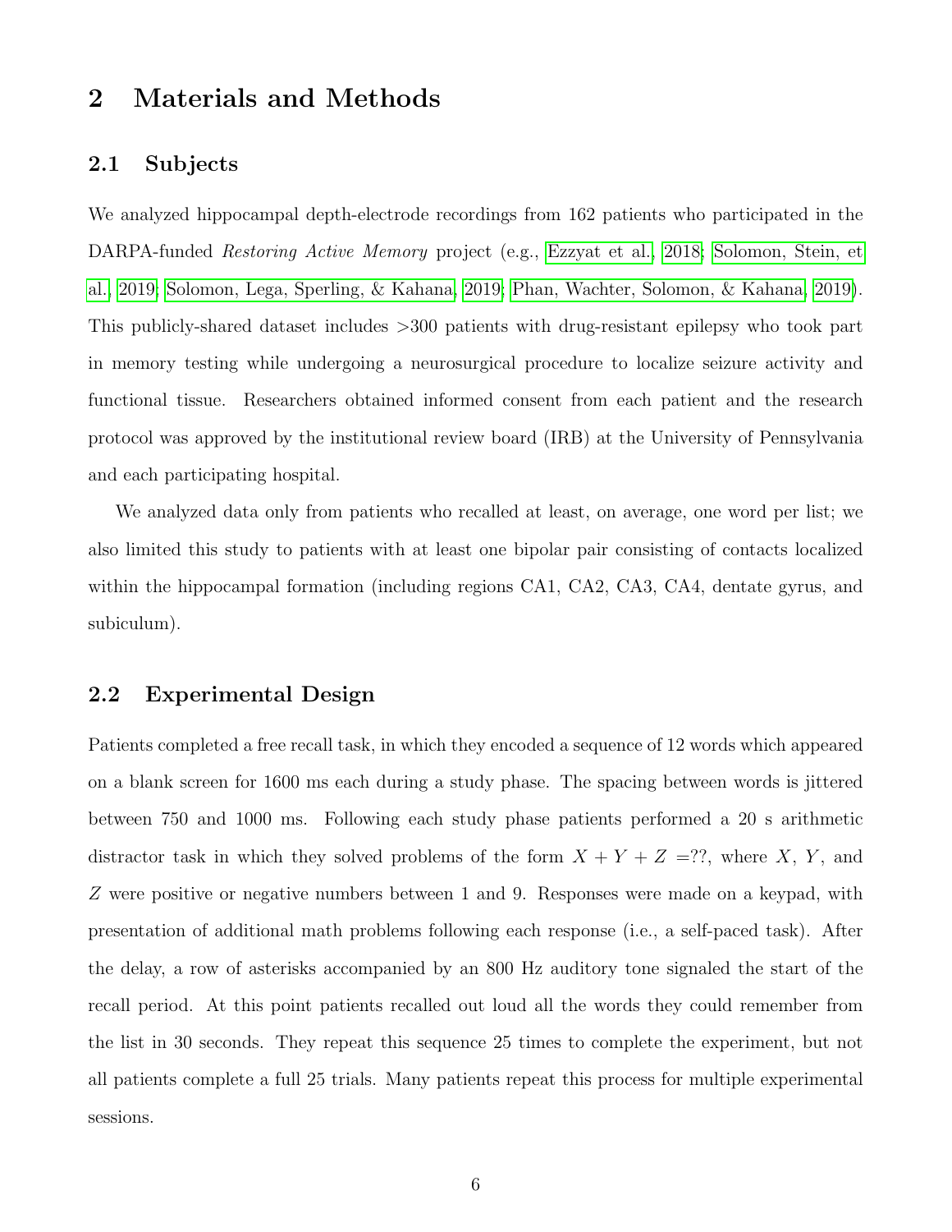# 2 Materials and Methods

## 2.1 Subjects

We analyzed hippocampal depth-electrode recordings from 162 patients who participated in the DARPA-funded *Restoring Active Memory* project (e.g., Ezzyat et al., 2018; Solomon, Stein, et al., 2019; Solomon, Lega, Sperling, & Kahana, 2019; Phan, Wachter, Solomon, & Kahana, 2019). This publicly-shared dataset includes >300 patients with drug-resistant epilepsy who took part in memory testing while undergoing a neurosurgical procedure to localize seizure activity and functional tissue. Researchers obtained informed consent from each patient and the research protocol was approved by the institutional review board (IRB) at the University of Pennsylvania and each participating hospital.

We analyzed data only from patients who recalled at least, on average, one word per list; we also limited this study to patients with at least one bipolar pair consisting of contacts localized within the hippocampal formation (including regions CA1, CA2, CA3, CA4, dentate gyrus, and subiculum).

## 2.2 Experimental Design

Patients completed a free recall task, in which they encoded a sequence of 12 words which appeared on a blank screen for 1600 ms each during a study phase. The spacing between words is jittered between 750 and 1000 ms. Following each study phase patients performed a 20 s arithmetic distractor task in which they solved problems of the form $X + Y + Z = ??$, where $X$, $Y$, and $Z$ were positive or negative numbers between 1 and 9. Responses were made on a keypad, with presentation of additional math problems following each response (i.e., a self-paced task). After the delay, a row of asterisks accompanied by an 800 Hz auditory tone signaled the start of the recall period. At this point patients recalled out loud all the words they could remember from the list in 30 seconds. They repeat this sequence 25 times to complete the experiment, but not all patients complete a full 25 trials. Many patients repeat this process for multiple experimental sessions.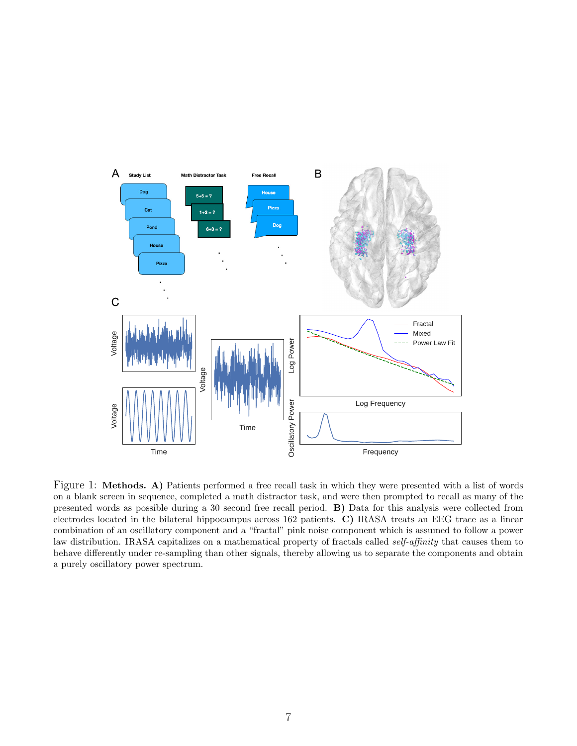Figure 1: **Methods. A)** Patients performed a free recall task in which they were presented with a list of words on a blank screen in sequence, completed a math distractor task, and were then prompted to recall as many of the presented words as possible during a 30 second free recall period. **B)** Data for this analysis were collected from electrodes located in the bilateral hippocampus across 162 patients. **C)** IRASA treats an EEG trace as a linear combination of an oscillatory component and a "fractal" pink noise component which is assumed to follow a power law distribution. IRASA capitalizes on a mathematical property of fractals called *self-affinity* that causes them to behave differently under re-sampling than other signals, thereby allowing us to separate the components and obtain a purely oscillatory power spectrum.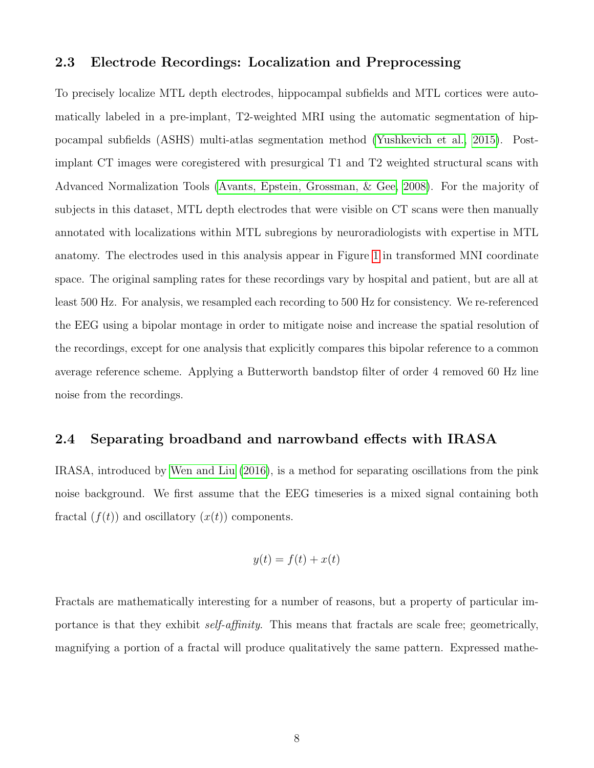## 2.3 Electrode Recordings: Localization and Preprocessing

To precisely localize MTL depth electrodes, hippocampal subfields and MTL cortices were automatically labeled in a pre-implant, T2-weighted MRI using the automatic segmentation of hippocampal subfields (ASHS) multi-atlas segmentation method (Yushkevich et al., 2015). Post-implant CT images were coregistered with presurgical T1 and T2 weighted structural scans with Advanced Normalization Tools (Avants, Epstein, Grossman, & Gee, 2008). For the majority of subjects in this dataset, MTL depth electrodes that were visible on CT scans were then manually annotated with localizations within MTL subregions by neuroradiologists with expertise in MTL anatomy. The electrodes used in this analysis appear in Figure 1 in transformed MNI coordinate space. The original sampling rates for these recordings vary by hospital and patient, but are all at least 500 Hz. For analysis, we resampled each recording to 500 Hz for consistency. We re-referenced the EEG using a bipolar montage in order to mitigate noise and increase the spatial resolution of the recordings, except for one analysis that explicitly compares this bipolar reference to a common average reference scheme. Applying a Butterworth bandstop filter of order 4 removed 60 Hz line noise from the recordings.

## 2.4 Separating broadband and narrowband effects with IRASA

IRASA, introduced by Wen and Liu (2016), is a method for separating oscillations from the pink noise background. We first assume that the EEG timeseries is a mixed signal containing both fractal ($f(t)$) and oscillatory ($x(t)$) components.

$$y(t) = f(t) + x(t)$$

Fractals are mathematically interesting for a number of reasons, but a property of particular importance is that they exhibit *self-affinity*. This means that fractals are scale free; geometrically, magnifying a portion of a fractal will produce qualitatively the same pattern. Expressed mathe-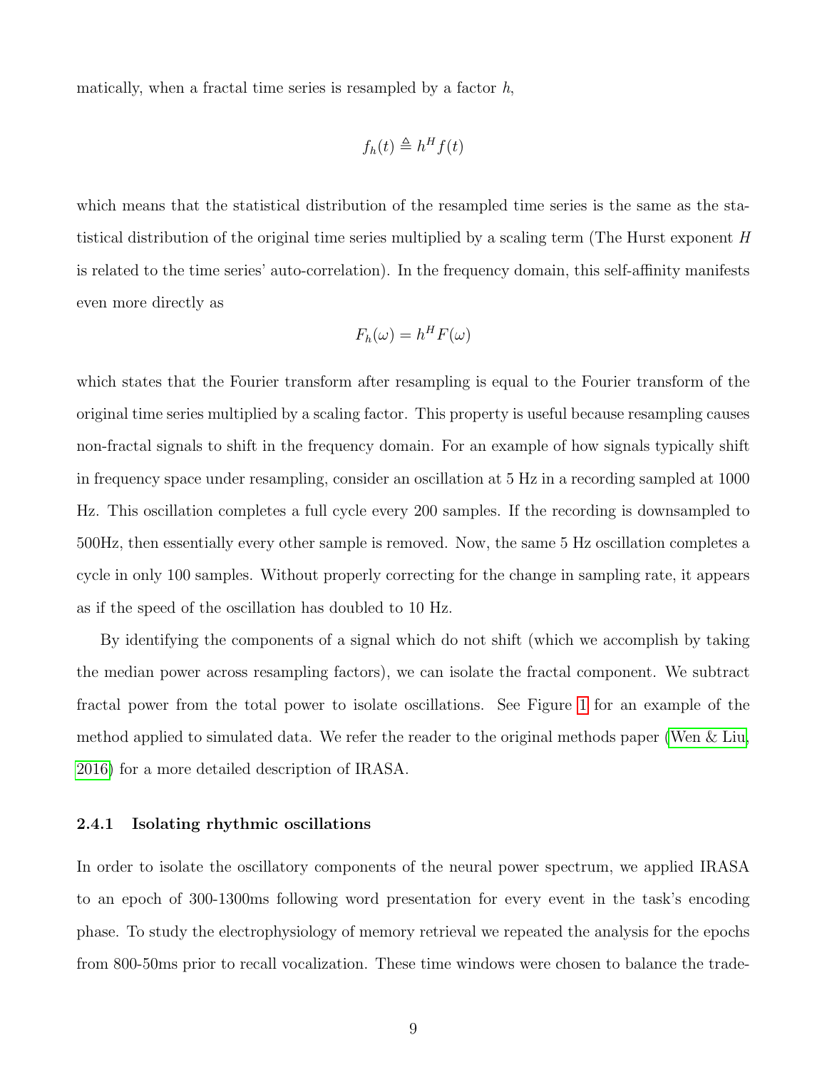matically, when a fractal time series is resampled by a factor $h$,

$$f_h(t) \triangleq h^H f(t)$$

which means that the statistical distribution of the resampled time series is the same as the statistical distribution of the original time series multiplied by a scaling term (The Hurst exponent $H$ is related to the time series' auto-correlation). In the frequency domain, this self-affinity manifests even more directly as

$$F_h(\omega) = h^H F(\omega)$$

which states that the Fourier transform after resampling is equal to the Fourier transform of the original time series multiplied by a scaling factor. This property is useful because resampling causes non-fractal signals to shift in the frequency domain. For an example of how signals typically shift in frequency space under resampling, consider an oscillation at 5 Hz in a recording sampled at 1000 Hz. This oscillation completes a full cycle every 200 samples. If the recording is downsampled to 500Hz, then essentially every other sample is removed. Now, the same 5 Hz oscillation completes a cycle in only 100 samples. Without properly correcting for the change in sampling rate, it appears as if the speed of the oscillation has doubled to 10 Hz.

By identifying the components of a signal which do not shift (which we accomplish by taking the median power across resampling factors), we can isolate the fractal component. We subtract fractal power from the total power to isolate oscillations. See Figure 1 for an example of the method applied to simulated data. We refer the reader to the original methods paper (Wen & Liu, 2016) for a more detailed description of IRASA.

#### 2.4.1 Isolating rhythmic oscillations

In order to isolate the oscillatory components of the neural power spectrum, we applied IRASA to an epoch of 300-1300ms following word presentation for every event in the task's encoding phase. To study the electrophysiology of memory retrieval we repeated the analysis for the epochs from 800-50ms prior to recall vocalization. These time windows were chosen to balance the trade-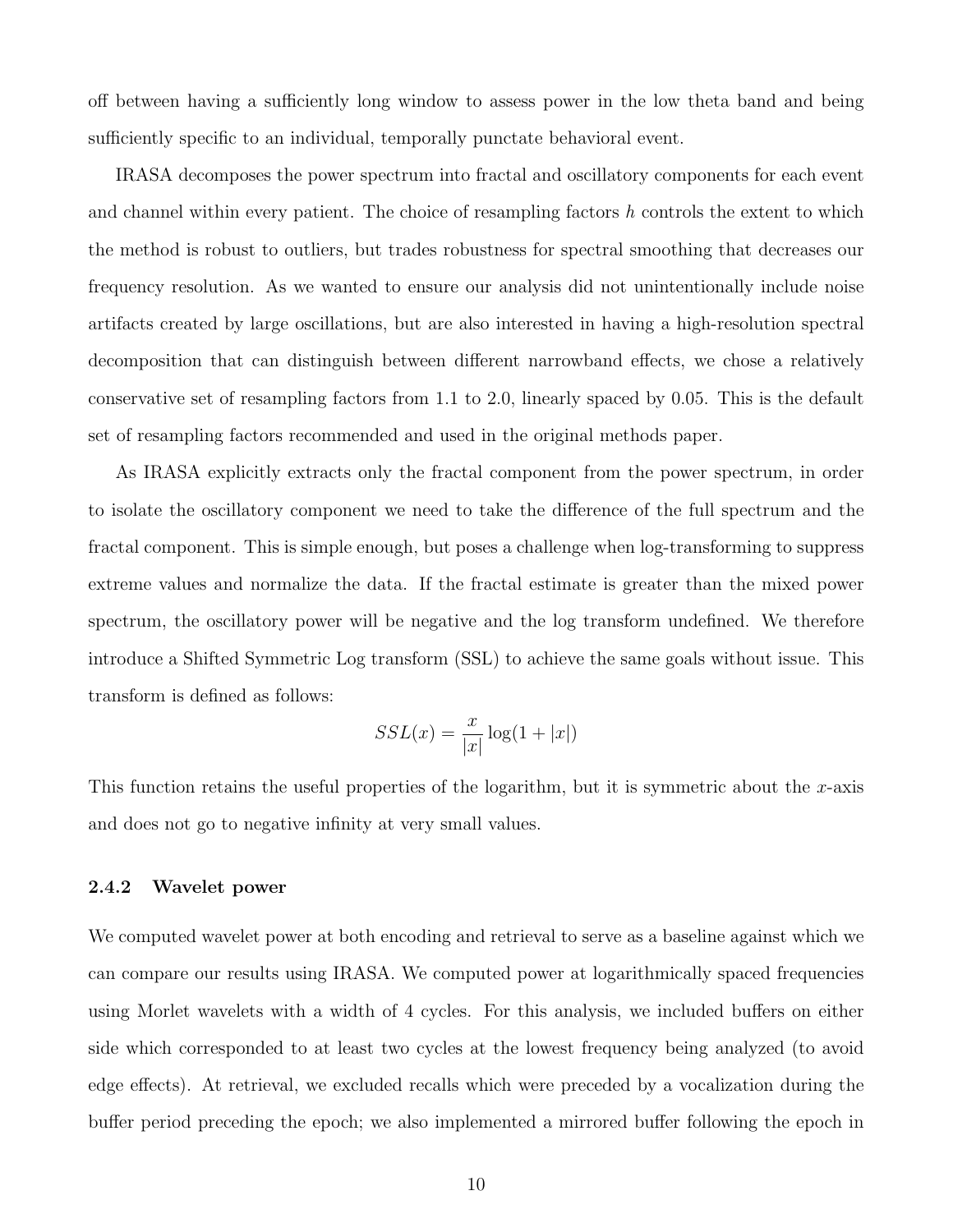off between having a sufficiently long window to assess power in the low theta band and being sufficiently specific to an individual, temporally punctate behavioral event.

IRASA decomposes the power spectrum into fractal and oscillatory components for each event and channel within every patient. The choice of resampling factors $h$ controls the extent to which the method is robust to outliers, but trades robustness for spectral smoothing that decreases our frequency resolution. As we wanted to ensure our analysis did not unintentionally include noise artifacts created by large oscillations, but are also interested in having a high-resolution spectral decomposition that can distinguish between different narrowband effects, we chose a relatively conservative set of resampling factors from 1.1 to 2.0, linearly spaced by 0.05. This is the default set of resampling factors recommended and used in the original methods paper.

As IRASA explicitly extracts only the fractal component from the power spectrum, in order to isolate the oscillatory component we need to take the difference of the full spectrum and the fractal component. This is simple enough, but poses a challenge when log-transforming to suppress extreme values and normalize the data. If the fractal estimate is greater than the mixed power spectrum, the oscillatory power will be negative and the log transform undefined. We therefore introduce a Shifted Symmetric Log transform (SSL) to achieve the same goals without issue. This transform is defined as follows:

$$SSL(x) = \frac{x}{|x|}\log(1 + |x|)$$

This function retains the useful properties of the logarithm, but it is symmetric about the $x$-axis and does not go to negative infinity at very small values.

### 2.4.2 Wavelet power

We computed wavelet power at both encoding and retrieval to serve as a baseline against which we can compare our results using IRASA. We computed power at logarithmically spaced frequencies using Morlet wavelets with a width of 4 cycles. For this analysis, we included buffers on either side which corresponded to at least two cycles at the lowest frequency being analyzed (to avoid edge effects). At retrieval, we excluded recalls which were preceded by a vocalization during the buffer period preceding the epoch; we also implemented a mirrored buffer following the epoch in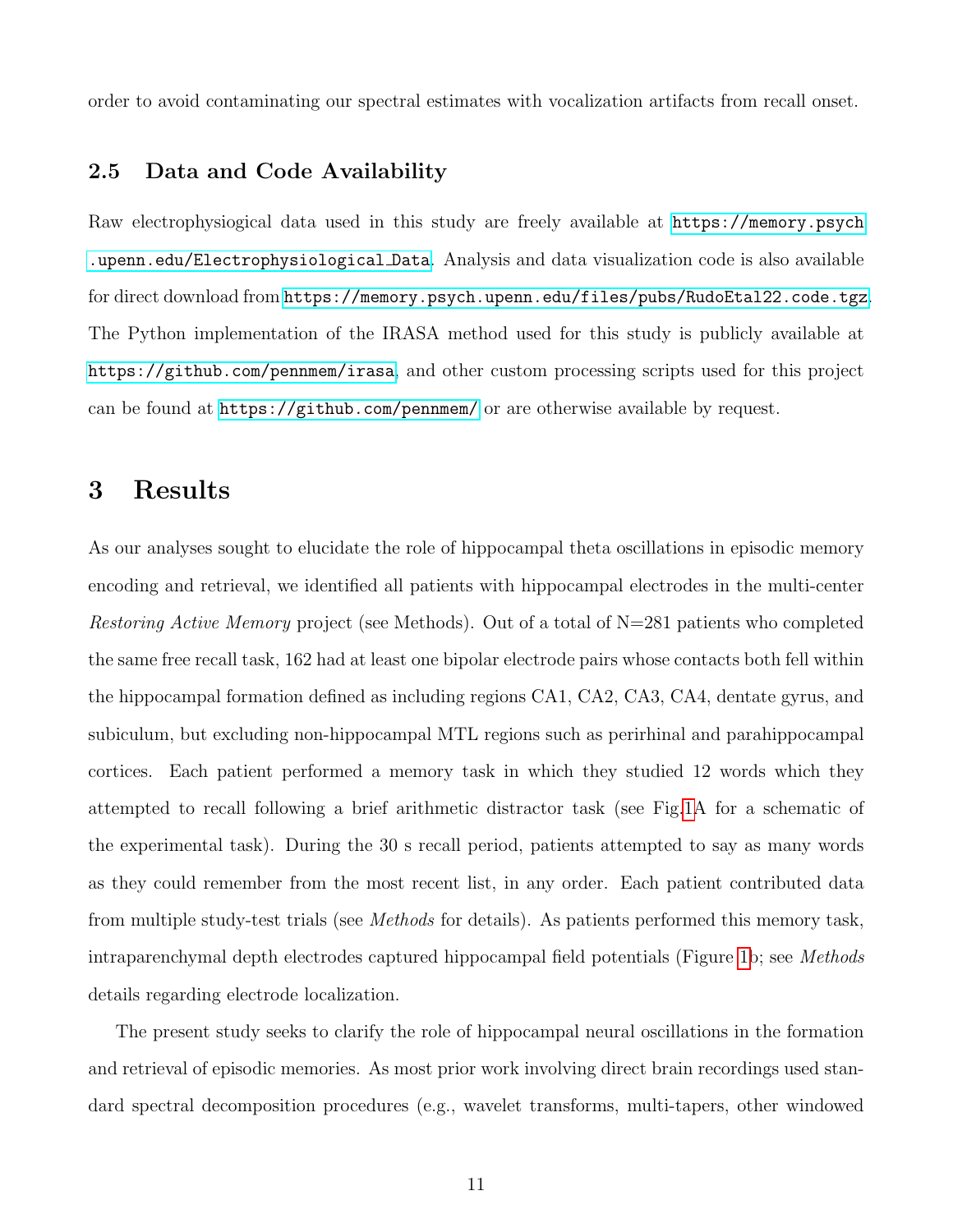order to avoid contaminating our spectral estimates with vocalization artifacts from recall onset.

### 2.5 Data and Code Availability

Raw electrophysiogical data used in this study are freely available at https://memory.psych.upenn.edu/Electrophysiological_Data. Analysis and data visualization code is also available for direct download from https://memory.psych.upenn.edu/files/pubs/RudoEtal22.code.tgz. The Python implementation of the IRASA method used for this study is publicly available at https://github.com/pennmem/irasa, and other custom processing scripts used for this project can be found at https://github.com/pennmem/ or are otherwise available by request.

## 3 Results

As our analyses sought to elucidate the role of hippocampal theta oscillations in episodic memory encoding and retrieval, we identified all patients with hippocampal electrodes in the multi-center *Restoring Active Memory* project (see Methods). Out of a total of N=281 patients who completed the same free recall task, 162 had at least one bipolar electrode pairs whose contacts both fell within the hippocampal formation defined as including regions CA1, CA2, CA3, CA4, dentate gyrus, and subiculum, but excluding non-hippocampal MTL regions such as perirhinal and parahippocampal cortices. Each patient performed a memory task in which they studied 12 words which they attempted to recall following a brief arithmetic distractor task (see Fig.1A for a schematic of the experimental task). During the 30 s recall period, patients attempted to say as many words as they could remember from the most recent list, in any order. Each patient contributed data from multiple study-test trials (see *Methods* for details). As patients performed this memory task, intraparenchymal depth electrodes captured hippocampal field potentials (Figure 1b; see *Methods* details regarding electrode localization.

The present study seeks to clarify the role of hippocampal neural oscillations in the formation and retrieval of episodic memories. As most prior work involving direct brain recordings used standard spectral decomposition procedures (e.g., wavelet transforms, multi-tapers, other windowed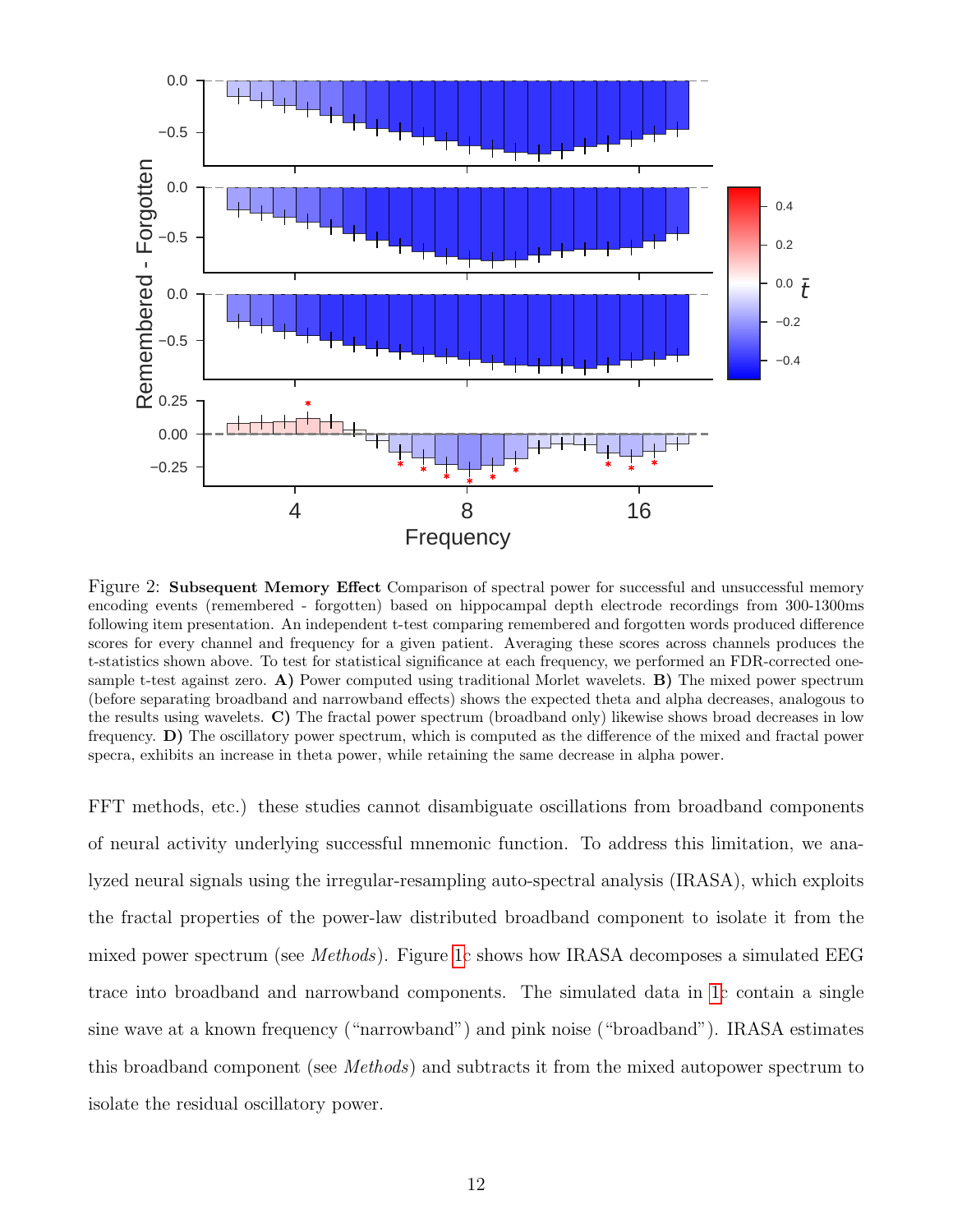Figure 2: **Subsequent Memory Effect** Comparison of spectral power for successful and unsuccessful memory encoding events (remembered - forgotten) based on hippocampal depth electrode recordings from 300-1300ms following item presentation. An independent t-test comparing remembered and forgotten words produced difference scores for every channel and frequency for a given patient. Averaging these scores across channels produces the t-statistics shown above. To test for statistical significance at each frequency, we performed an FDR-corrected one-sample t-test against zero. **A)** Power computed using traditional Morlet wavelets. **B)** The mixed power spectrum (before separating broadband and narrowband effects) shows the expected theta and alpha decreases, analogous to the results using wavelets. **C)** The fractal power spectrum (broadband only) likewise shows broad decreases in low frequency. **D)** The oscillatory power spectrum, which is computed as the difference of the mixed and fractal power specra, exhibits an increase in theta power, while retaining the same decrease in alpha power.

FFT methods, etc.) these studies cannot disambiguate oscillations from broadband components of neural activity underlying successful mnemonic function. To address this limitation, we analyzed neural signals using the irregular-resampling auto-spectral analysis (IRASA), which exploits the fractal properties of the power-law distributed broadband component to isolate it from the mixed power spectrum (see *Methods*). Figure 1c shows how IRASA decomposes a simulated EEG trace into broadband and narrowband components. The simulated data in 1c contain a single sine wave at a known frequency ("narrowband") and pink noise ("broadband"). IRASA estimates this broadband component (see *Methods*) and subtracts it from the mixed autopower spectrum to isolate the residual oscillatory power.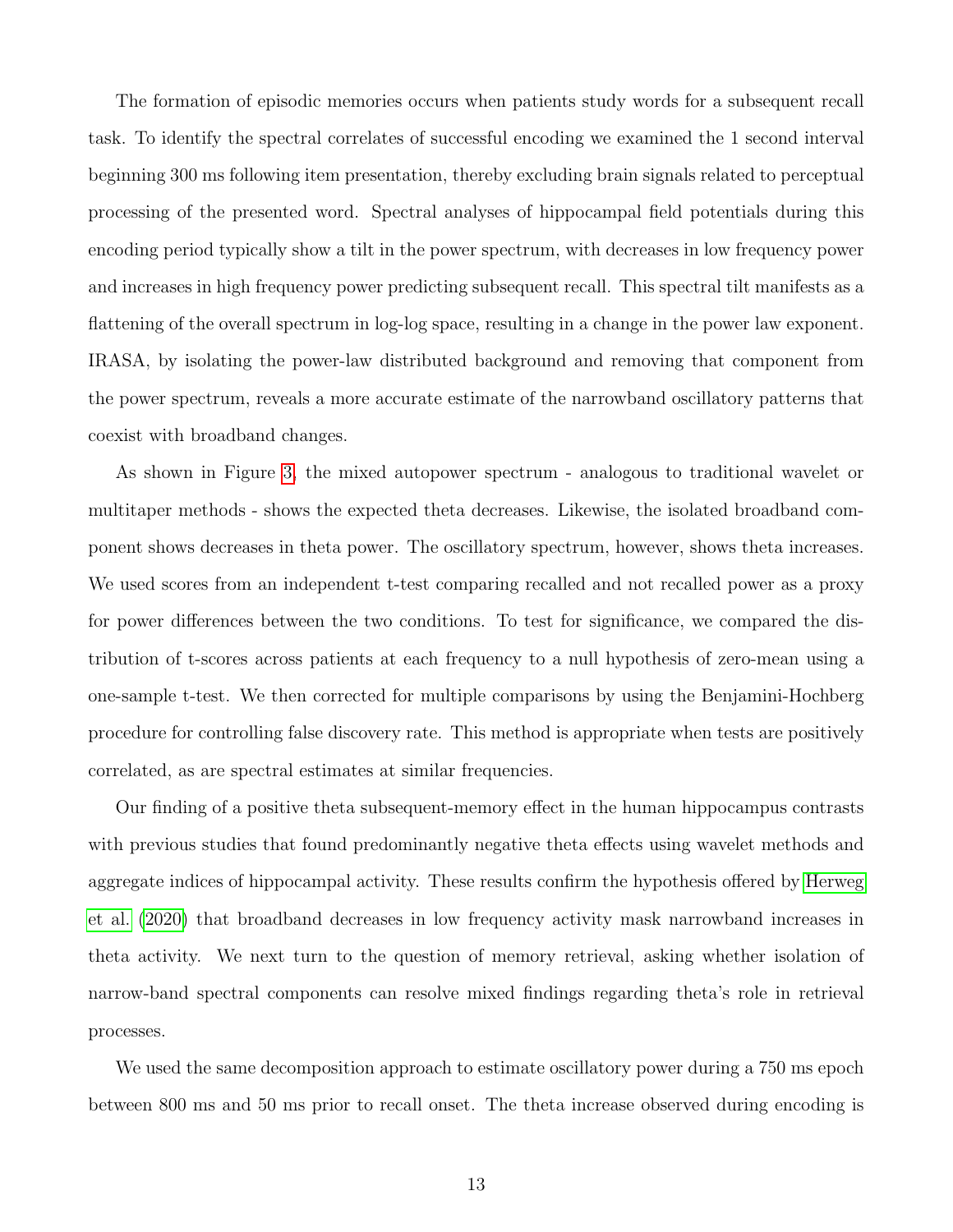The formation of episodic memories occurs when patients study words for a subsequent recall task. To identify the spectral correlates of successful encoding we examined the 1 second interval beginning 300 ms following item presentation, thereby excluding brain signals related to perceptual processing of the presented word. Spectral analyses of hippocampal field potentials during this encoding period typically show a tilt in the power spectrum, with decreases in low frequency power and increases in high frequency power predicting subsequent recall. This spectral tilt manifests as a flattening of the overall spectrum in log-log space, resulting in a change in the power law exponent. IRASA, by isolating the power-law distributed background and removing that component from the power spectrum, reveals a more accurate estimate of the narrowband oscillatory patterns that coexist with broadband changes.

As shown in Figure 3, the mixed autopower spectrum - analogous to traditional wavelet or multitaper methods - shows the expected theta decreases. Likewise, the isolated broadband component shows decreases in theta power. The oscillatory spectrum, however, shows theta increases. We used scores from an independent t-test comparing recalled and not recalled power as a proxy for power differences between the two conditions. To test for significance, we compared the distribution of t-scores across patients at each frequency to a null hypothesis of zero-mean using a one-sample t-test. We then corrected for multiple comparisons by using the Benjamini-Hochberg procedure for controlling false discovery rate. This method is appropriate when tests are positively correlated, as are spectral estimates at similar frequencies.

Our finding of a positive theta subsequent-memory effect in the human hippocampus contrasts with previous studies that found predominantly negative theta effects using wavelet methods and aggregate indices of hippocampal activity. These results confirm the hypothesis offered by Herweg et al. (2020) that broadband decreases in low frequency activity mask narrowband increases in theta activity. We next turn to the question of memory retrieval, asking whether isolation of narrow-band spectral components can resolve mixed findings regarding theta's role in retrieval processes.

We used the same decomposition approach to estimate oscillatory power during a 750 ms epoch between 800 ms and 50 ms prior to recall onset. The theta increase observed during encoding is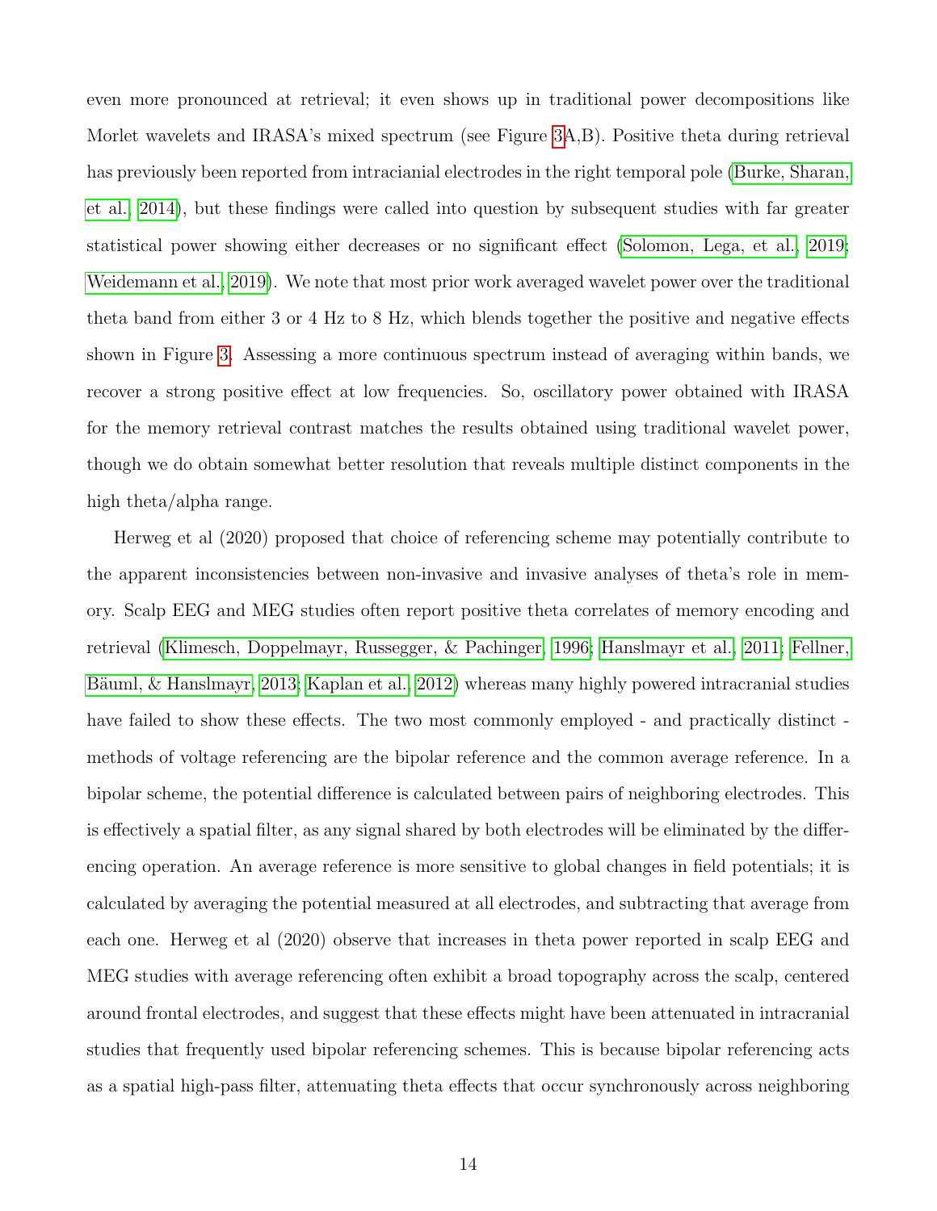even more pronounced at retrieval; it even shows up in traditional power decompositions like Morlet wavelets and IRASA's mixed spectrum (see Figure 3A,B). Positive theta during retrieval has previously been reported from intracianial electrodes in the right temporal pole (Burke, Sharan, et al., 2014), but these findings were called into question by subsequent studies with far greater statistical power showing either decreases or no significant effect (Solomon, Lega, et al., 2019; Weidemann et al., 2019). We note that most prior work averaged wavelet power over the traditional theta band from either 3 or 4 Hz to 8 Hz, which blends together the positive and negative effects shown in Figure 3. Assessing a more continuous spectrum instead of averaging within bands, we recover a strong positive effect at low frequencies. So, oscillatory power obtained with IRASA for the memory retrieval contrast matches the results obtained using traditional wavelet power, though we do obtain somewhat better resolution that reveals multiple distinct components in the high theta/alpha range.

Herweg et al (2020) proposed that choice of referencing scheme may potentially contribute to the apparent inconsistencies between non-invasive and invasive analyses of theta's role in memory. Scalp EEG and MEG studies often report positive theta correlates of memory encoding and retrieval (Klimesch, Doppelmayr, Russegger, & Pachinger, 1996; Hanslmayr et al., 2011; Fellner, Bäuml, & Hanslmayr, 2013; Kaplan et al., 2012) whereas many highly powered intracranial studies have failed to show these effects. The two most commonly employed - and practically distinct - methods of voltage referencing are the bipolar reference and the common average reference. In a bipolar scheme, the potential difference is calculated between pairs of neighboring electrodes. This is effectively a spatial filter, as any signal shared by both electrodes will be eliminated by the differencing operation. An average reference is more sensitive to global changes in field potentials; it is calculated by averaging the potential measured at all electrodes, and subtracting that average from each one. Herweg et al (2020) observe that increases in theta power reported in scalp EEG and MEG studies with average referencing often exhibit a broad topography across the scalp, centered around frontal electrodes, and suggest that these effects might have been attenuated in intracranial studies that frequently used bipolar referencing schemes. This is because bipolar referencing acts as a spatial high-pass filter, attenuating theta effects that occur synchronously across neighboring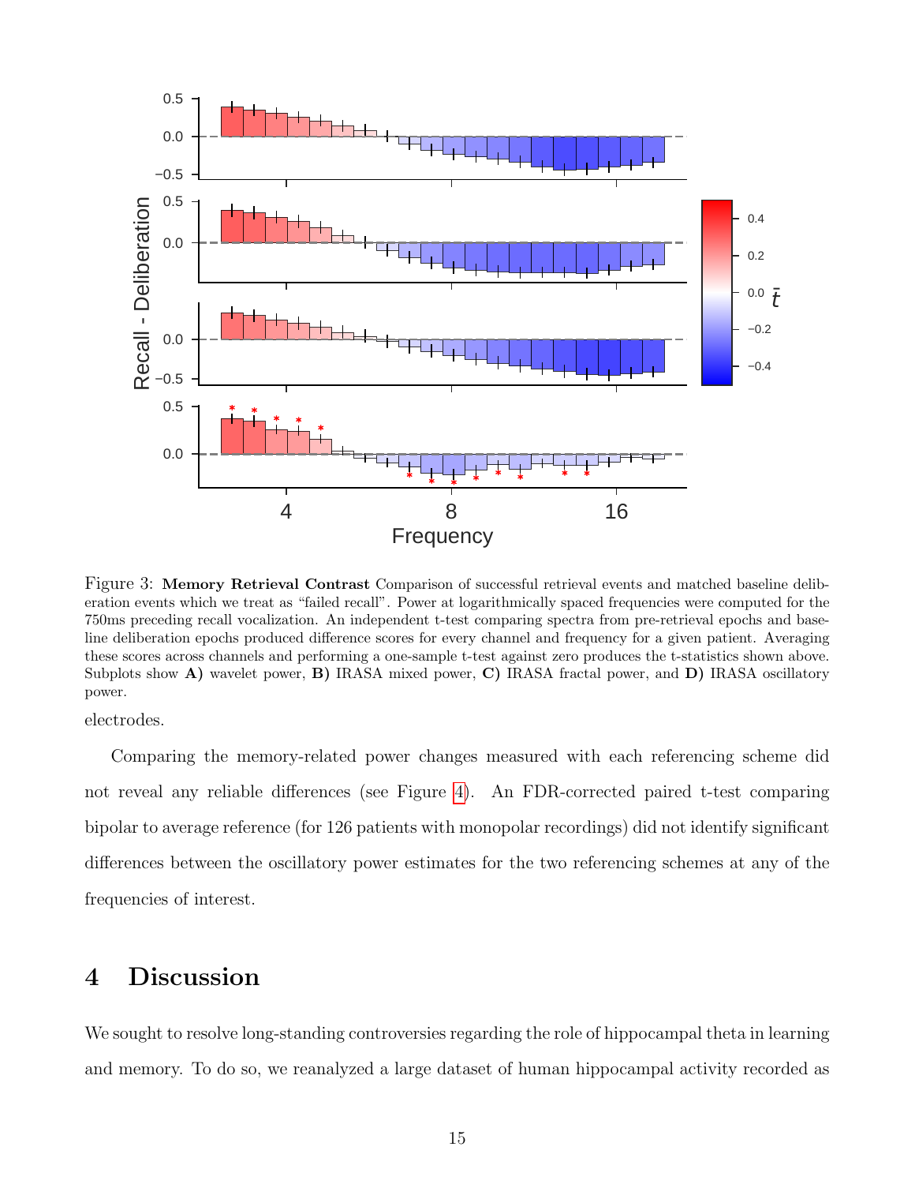Figure 3: **Memory Retrieval Contrast** Comparison of successful retrieval events and matched baseline deliberation events which we treat as "failed recall". Power at logarithmically spaced frequencies were computed for the 750ms preceding recall vocalization. An independent t-test comparing spectra from pre-retrieval epochs and baseline deliberation epochs produced difference scores for every channel and frequency for a given patient. Averaging these scores across channels and performing a one-sample t-test against zero produces the t-statistics shown above. Subplots show **A)** wavelet power, **B)** IRASA mixed power, **C)** IRASA fractal power, and **D)** IRASA oscillatory power.

electrodes.

Comparing the memory-related power changes measured with each referencing scheme did not reveal any reliable differences (see Figure 4). An FDR-corrected paired t-test comparing bipolar to average reference (for 126 patients with monopolar recordings) did not identify significant differences between the oscillatory power estimates for the two referencing schemes at any of the frequencies of interest.

# 4 Discussion

We sought to resolve long-standing controversies regarding the role of hippocampal theta in learning and memory. To do so, we reanalyzed a large dataset of human hippocampal activity recorded as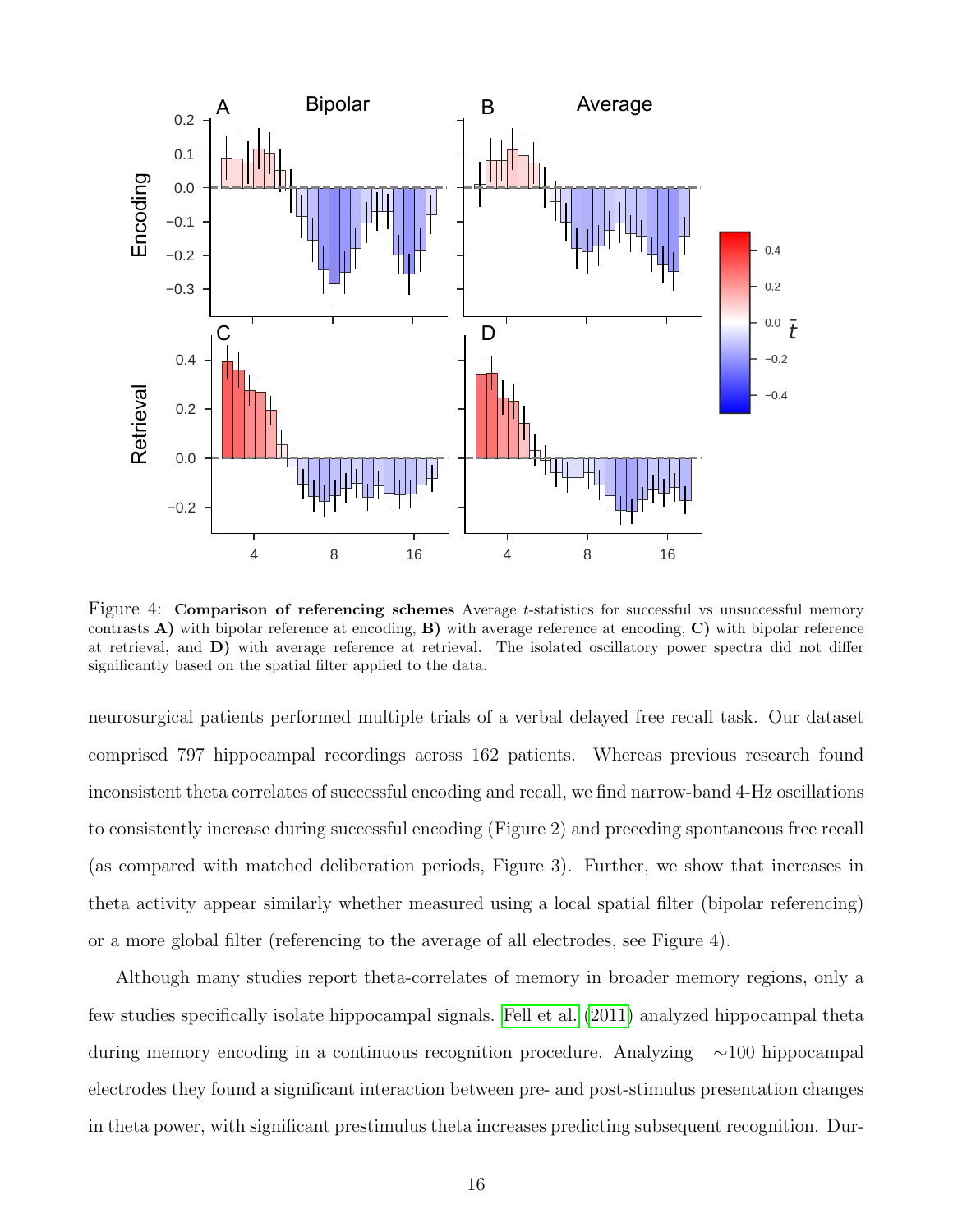Figure 4: **Comparison of referencing schemes** Average $t$-statistics for successful vs unsuccessful memory contrasts **A)** with bipolar reference at encoding, **B)** with average reference at encoding, **C)** with bipolar reference at retrieval, and **D)** with average reference at retrieval. The isolated oscillatory power spectra did not differ significantly based on the spatial filter applied to the data.

neurosurgical patients performed multiple trials of a verbal delayed free recall task. Our dataset comprised 797 hippocampal recordings across 162 patients. Whereas previous research found inconsistent theta correlates of successful encoding and recall, we find narrow-band 4-Hz oscillations to consistently increase during successful encoding (Figure 2) and preceding spontaneous free recall (as compared with matched deliberation periods, Figure 3). Further, we show that increases in theta activity appear similarly whether measured using a local spatial filter (bipolar referencing) or a more global filter (referencing to the average of all electrodes, see Figure 4).

Although many studies report theta-correlates of memory in broader memory regions, only a few studies specifically isolate hippocampal signals. Fell et al. (2011) analyzed hippocampal theta during memory encoding in a continuous recognition procedure. Analyzing ∼100 hippocampal electrodes they found a significant interaction between pre- and post-stimulus presentation changes in theta power, with significant prestimulus theta increases predicting subsequent recognition. Dur-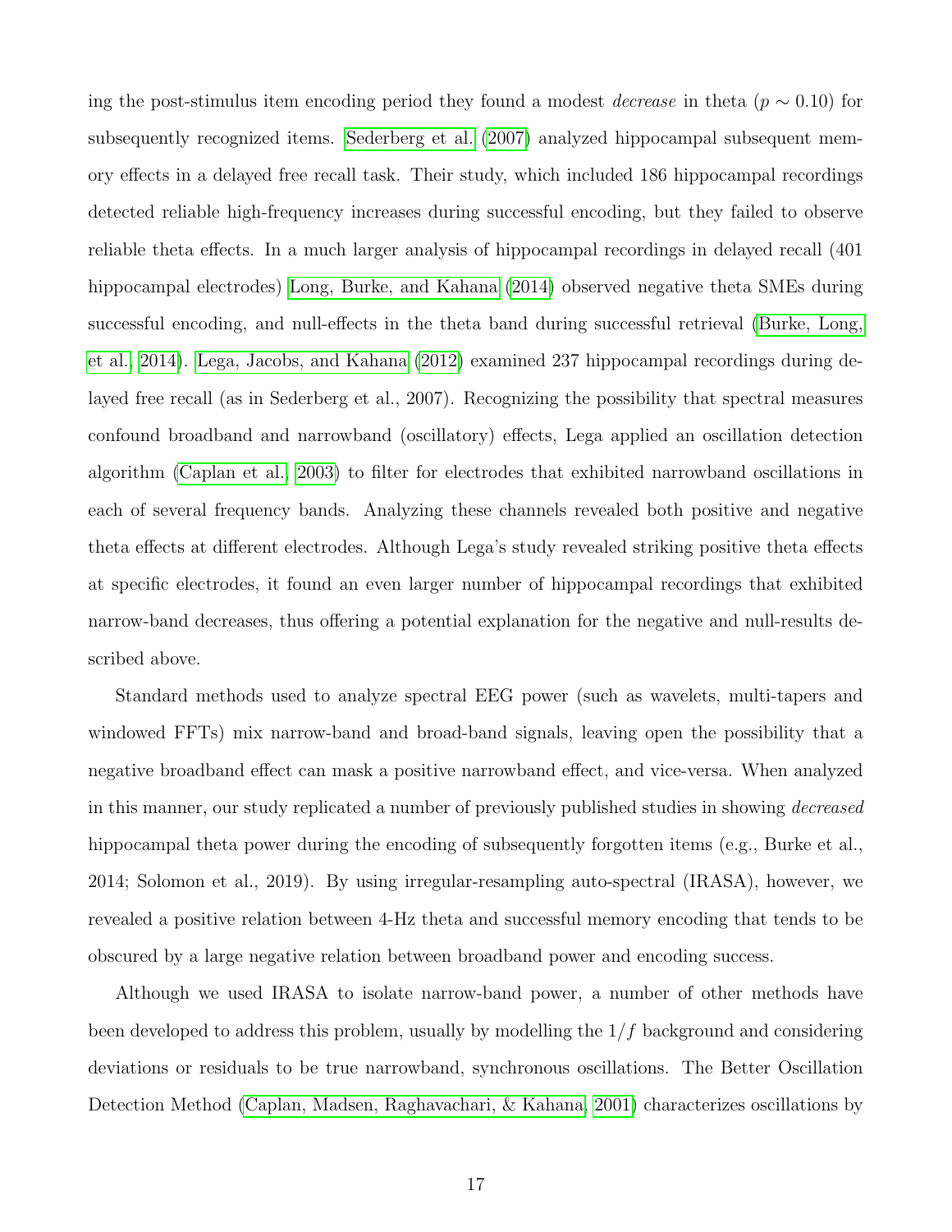ing the post-stimulus item encoding period they found a modest *decrease* in theta ($p \sim 0.10$) for subsequently recognized items. Sederberg et al. (2007) analyzed hippocampal subsequent memory effects in a delayed free recall task. Their study, which included 186 hippocampal recordings detected reliable high-frequency increases during successful encoding, but they failed to observe reliable theta effects. In a much larger analysis of hippocampal recordings in delayed recall (401 hippocampal electrodes) Long, Burke, and Kahana (2014) observed negative theta SMEs during successful encoding, and null-effects in the theta band during successful retrieval (Burke, Long, et al., 2014). Lega, Jacobs, and Kahana (2012) examined 237 hippocampal recordings during delayed free recall (as in Sederberg et al., 2007). Recognizing the possibility that spectral measures confound broadband and narrowband (oscillatory) effects, Lega applied an oscillation detection algorithm (Caplan et al., 2003) to filter for electrodes that exhibited narrowband oscillations in each of several frequency bands. Analyzing these channels revealed both positive and negative theta effects at different electrodes. Although Lega's study revealed striking positive theta effects at specific electrodes, it found an even larger number of hippocampal recordings that exhibited narrow-band decreases, thus offering a potential explanation for the negative and null-results described above.

Standard methods used to analyze spectral EEG power (such as wavelets, multi-tapers and windowed FFTs) mix narrow-band and broad-band signals, leaving open the possibility that a negative broadband effect can mask a positive narrowband effect, and vice-versa. When analyzed in this manner, our study replicated a number of previously published studies in showing *decreased* hippocampal theta power during the encoding of subsequently forgotten items (e.g., Burke et al., 2014; Solomon et al., 2019). By using irregular-resampling auto-spectral (IRASA), however, we revealed a positive relation between 4-Hz theta and successful memory encoding that tends to be obscured by a large negative relation between broadband power and encoding success.

Although we used IRASA to isolate narrow-band power, a number of other methods have been developed to address this problem, usually by modelling the $1/f$ background and considering deviations or residuals to be true narrowband, synchronous oscillations. The Better Oscillation Detection Method (Caplan, Madsen, Raghavachari, & Kahana, 2001) characterizes oscillations by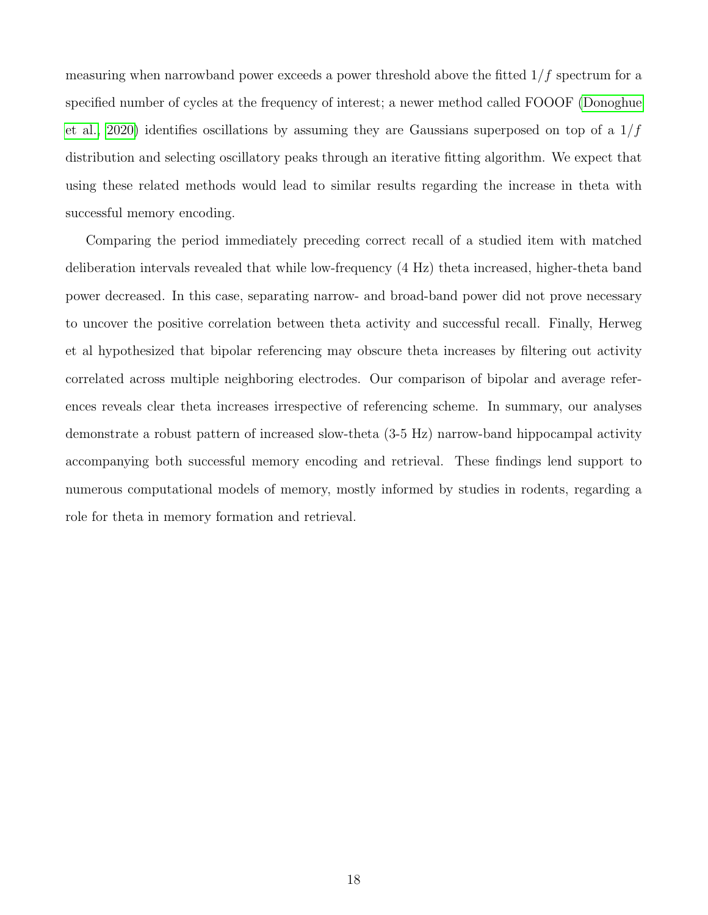measuring when narrowband power exceeds a power threshold above the fitted $1/f$ spectrum for a specified number of cycles at the frequency of interest; a newer method called FOOOF (Donoghue et al., 2020) identifies oscillations by assuming they are Gaussians superposed on top of a $1/f$ distribution and selecting oscillatory peaks through an iterative fitting algorithm. We expect that using these related methods would lead to similar results regarding the increase in theta with successful memory encoding.

Comparing the period immediately preceding correct recall of a studied item with matched deliberation intervals revealed that while low-frequency (4 Hz) theta increased, higher-theta band power decreased. In this case, separating narrow- and broad-band power did not prove necessary to uncover the positive correlation between theta activity and successful recall. Finally, Herweg et al hypothesized that bipolar referencing may obscure theta increases by filtering out activity correlated across multiple neighboring electrodes. Our comparison of bipolar and average references reveals clear theta increases irrespective of referencing scheme. In summary, our analyses demonstrate a robust pattern of increased slow-theta (3-5 Hz) narrow-band hippocampal activity accompanying both successful memory encoding and retrieval. These findings lend support to numerous computational models of memory, mostly informed by studies in rodents, regarding a role for theta in memory formation and retrieval.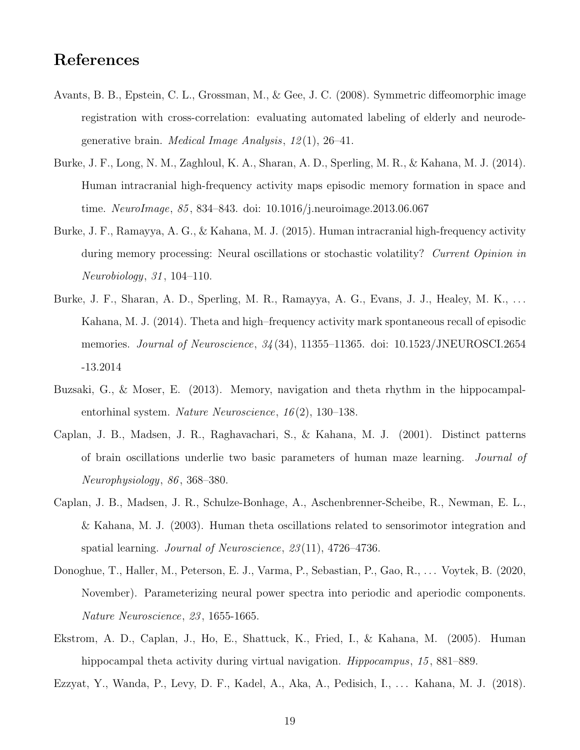## References

Avants, B. B., Epstein, C. L., Grossman, M., & Gee, J. C. (2008). Symmetric diffeomorphic image registration with cross-correlation: evaluating automated labeling of elderly and neurodegenerative brain. *Medical Image Analysis*, *12*(1), 26–41.

Burke, J. F., Long, N. M., Zaghloul, K. A., Sharan, A. D., Sperling, M. R., & Kahana, M. J. (2014). Human intracranial high-frequency activity maps episodic memory formation in space and time. *NeuroImage*, *85*, 834–843. doi: 10.1016/j.neuroimage.2013.06.067

Burke, J. F., Ramayya, A. G., & Kahana, M. J. (2015). Human intracranial high-frequency activity during memory processing: Neural oscillations or stochastic volatility? *Current Opinion in Neurobiology*, *31*, 104–110.

Burke, J. F., Sharan, A. D., Sperling, M. R., Ramayya, A. G., Evans, J. J., Healey, M. K., ... Kahana, M. J. (2014). Theta and high–frequency activity mark spontaneous recall of episodic memories. *Journal of Neuroscience*, *34*(34), 11355–11365. doi: 10.1523/JNEUROSCI.2654-13.2014

Buzsaki, G., & Moser, E. (2013). Memory, navigation and theta rhythm in the hippocampal-entorhinal system. *Nature Neuroscience*, *16*(2), 130–138.

Caplan, J. B., Madsen, J. R., Raghavachari, S., & Kahana, M. J. (2001). Distinct patterns of brain oscillations underlie two basic parameters of human maze learning. *Journal of Neurophysiology*, *86*, 368–380.

Caplan, J. B., Madsen, J. R., Schulze-Bonhage, A., Aschenbrenner-Scheibe, R., Newman, E. L., & Kahana, M. J. (2003). Human theta oscillations related to sensorimotor integration and spatial learning. *Journal of Neuroscience*, *23*(11), 4726–4736.

Donoghue, T., Haller, M., Peterson, E. J., Varma, P., Sebastian, P., Gao, R., ... Voytek, B. (2020, November). Parameterizing neural power spectra into periodic and aperiodic components. *Nature Neuroscience*, *23*, 1655-1665.

Ekstrom, A. D., Caplan, J., Ho, E., Shattuck, K., Fried, I., & Kahana, M. (2005). Human hippocampal theta activity during virtual navigation. *Hippocampus*, *15*, 881–889.

Ezzyat, Y., Wanda, P., Levy, D. F., Kadel, A., Aka, A., Pedisich, I., ... Kahana, M. J. (2018).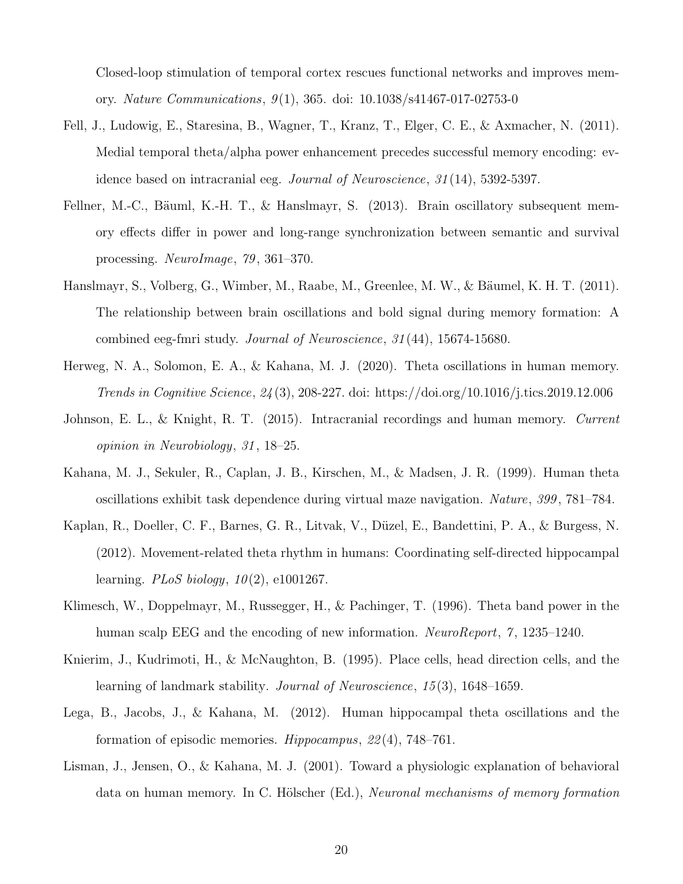Closed-loop stimulation of temporal cortex rescues functional networks and improves memory. *Nature Communications*, *9*(1), 365. doi: 10.1038/s41467-017-02753-0

Fell, J., Ludowig, E., Staresina, B., Wagner, T., Kranz, T., Elger, C. E., & Axmacher, N. (2011). Medial temporal theta/alpha power enhancement precedes successful memory encoding: evidence based on intracranial eeg. *Journal of Neuroscience*, *31*(14), 5392-5397.

Fellner, M.-C., Bäuml, K.-H. T., & Hanslmayr, S. (2013). Brain oscillatory subsequent memory effects differ in power and long-range synchronization between semantic and survival processing. *NeuroImage*, *79*, 361–370.

Hanslmayr, S., Volberg, G., Wimber, M., Raabe, M., Greenlee, M. W., & Bäumel, K. H. T. (2011). The relationship between brain oscillations and bold signal during memory formation: A combined eeg-fmri study. *Journal of Neuroscience*, *31*(44), 15674-15680.

Herweg, N. A., Solomon, E. A., & Kahana, M. J. (2020). Theta oscillations in human memory. *Trends in Cognitive Science*, *24*(3), 208-227. doi: https://doi.org/10.1016/j.tics.2019.12.006

Johnson, E. L., & Knight, R. T. (2015). Intracranial recordings and human memory. *Current opinion in Neurobiology*, *31*, 18–25.

Kahana, M. J., Sekuler, R., Caplan, J. B., Kirschen, M., & Madsen, J. R. (1999). Human theta oscillations exhibit task dependence during virtual maze navigation. *Nature*, *399*, 781–784.

Kaplan, R., Doeller, C. F., Barnes, G. R., Litvak, V., Düzel, E., Bandettini, P. A., & Burgess, N. (2012). Movement-related theta rhythm in humans: Coordinating self-directed hippocampal learning. *PLoS biology*, *10*(2), e1001267.

Klimesch, W., Doppelmayr, M., Russegger, H., & Pachinger, T. (1996). Theta band power in the human scalp EEG and the encoding of new information. *NeuroReport*, *7*, 1235–1240.

Knierim, J., Kudrimoti, H., & McNaughton, B. (1995). Place cells, head direction cells, and the learning of landmark stability. *Journal of Neuroscience*, *15*(3), 1648–1659.

Lega, B., Jacobs, J., & Kahana, M. (2012). Human hippocampal theta oscillations and the formation of episodic memories. *Hippocampus*, *22*(4), 748–761.

Lisman, J., Jensen, O., & Kahana, M. J. (2001). Toward a physiologic explanation of behavioral data on human memory. In C. Hölscher (Ed.), *Neuronal mechanisms of memory formation*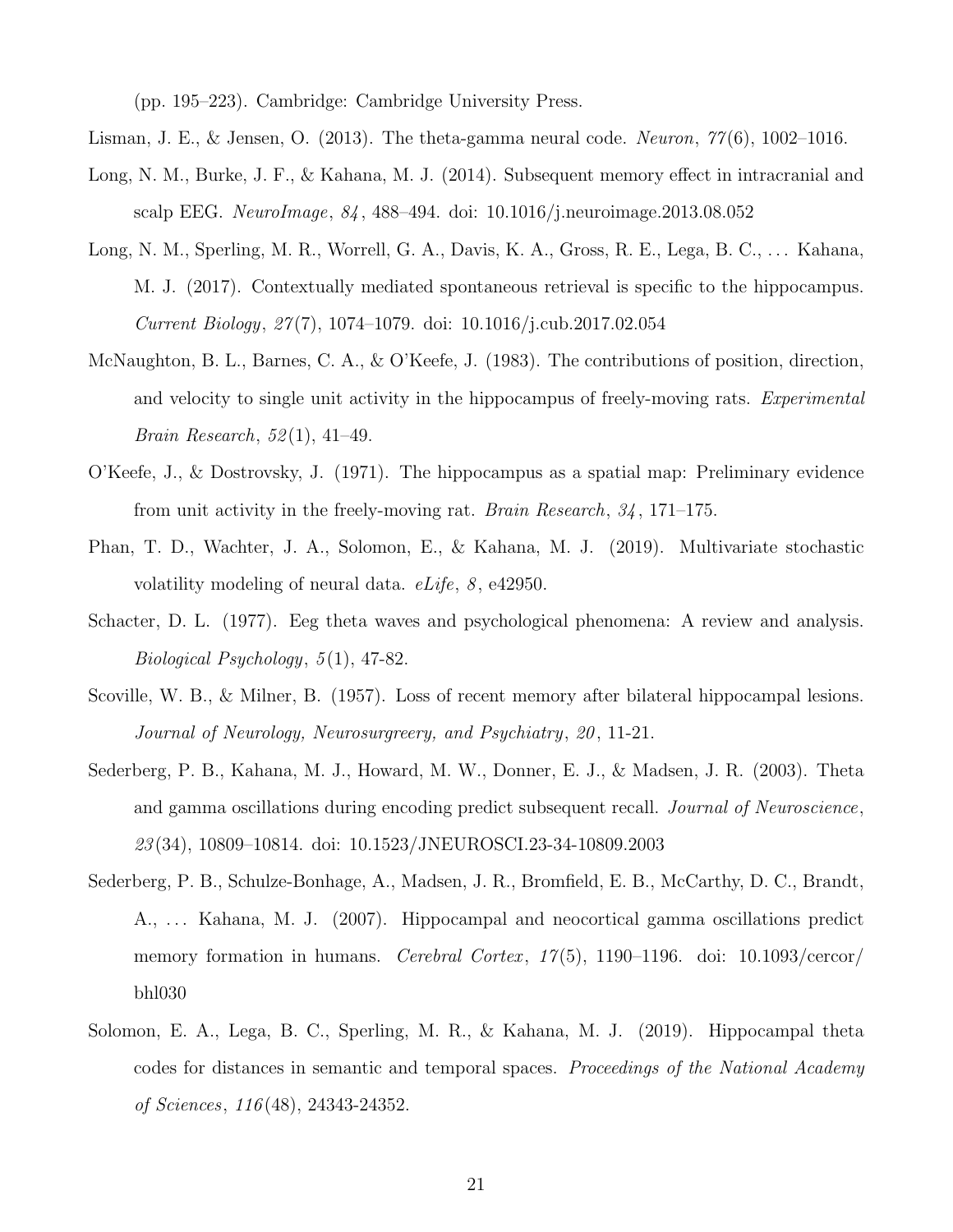(pp. 195–223). Cambridge: Cambridge University Press.

Lisman, J. E., & Jensen, O. (2013). The theta-gamma neural code. *Neuron*, *77*(6), 1002–1016.

Long, N. M., Burke, J. F., & Kahana, M. J. (2014). Subsequent memory effect in intracranial and scalp EEG. *NeuroImage*, *84*, 488–494. doi: 10.1016/j.neuroimage.2013.08.052

Long, N. M., Sperling, M. R., Worrell, G. A., Davis, K. A., Gross, R. E., Lega, B. C., ... Kahana, M. J. (2017). Contextually mediated spontaneous retrieval is specific to the hippocampus. *Current Biology*, *27*(7), 1074–1079. doi: 10.1016/j.cub.2017.02.054

McNaughton, B. L., Barnes, C. A., & O'Keefe, J. (1983). The contributions of position, direction, and velocity to single unit activity in the hippocampus of freely-moving rats. *Experimental Brain Research*, *52*(1), 41–49.

O'Keefe, J., & Dostrovsky, J. (1971). The hippocampus as a spatial map: Preliminary evidence from unit activity in the freely-moving rat. *Brain Research*, *34*, 171–175.

Phan, T. D., Wachter, J. A., Solomon, E., & Kahana, M. J. (2019). Multivariate stochastic volatility modeling of neural data. *eLife*, *8*, e42950.

Schacter, D. L. (1977). Eeg theta waves and psychological phenomena: A review and analysis. *Biological Psychology*, *5*(1), 47-82.

Scoville, W. B., & Milner, B. (1957). Loss of recent memory after bilateral hippocampal lesions. *Journal of Neurology, Neurosurgreery, and Psychiatry*, *20*, 11-21.

Sederberg, P. B., Kahana, M. J., Howard, M. W., Donner, E. J., & Madsen, J. R. (2003). Theta and gamma oscillations during encoding predict subsequent recall. *Journal of Neuroscience*, *23*(34), 10809–10814. doi: 10.1523/JNEUROSCI.23-34-10809.2003

Sederberg, P. B., Schulze-Bonhage, A., Madsen, J. R., Bromfield, E. B., McCarthy, D. C., Brandt, A., ... Kahana, M. J. (2007). Hippocampal and neocortical gamma oscillations predict memory formation in humans. *Cerebral Cortex*, *17*(5), 1190–1196. doi: 10.1093/cercor/bhl030

Solomon, E. A., Lega, B. C., Sperling, M. R., & Kahana, M. J. (2019). Hippocampal theta codes for distances in semantic and temporal spaces. *Proceedings of the National Academy of Sciences*, *116*(48), 24343-24352.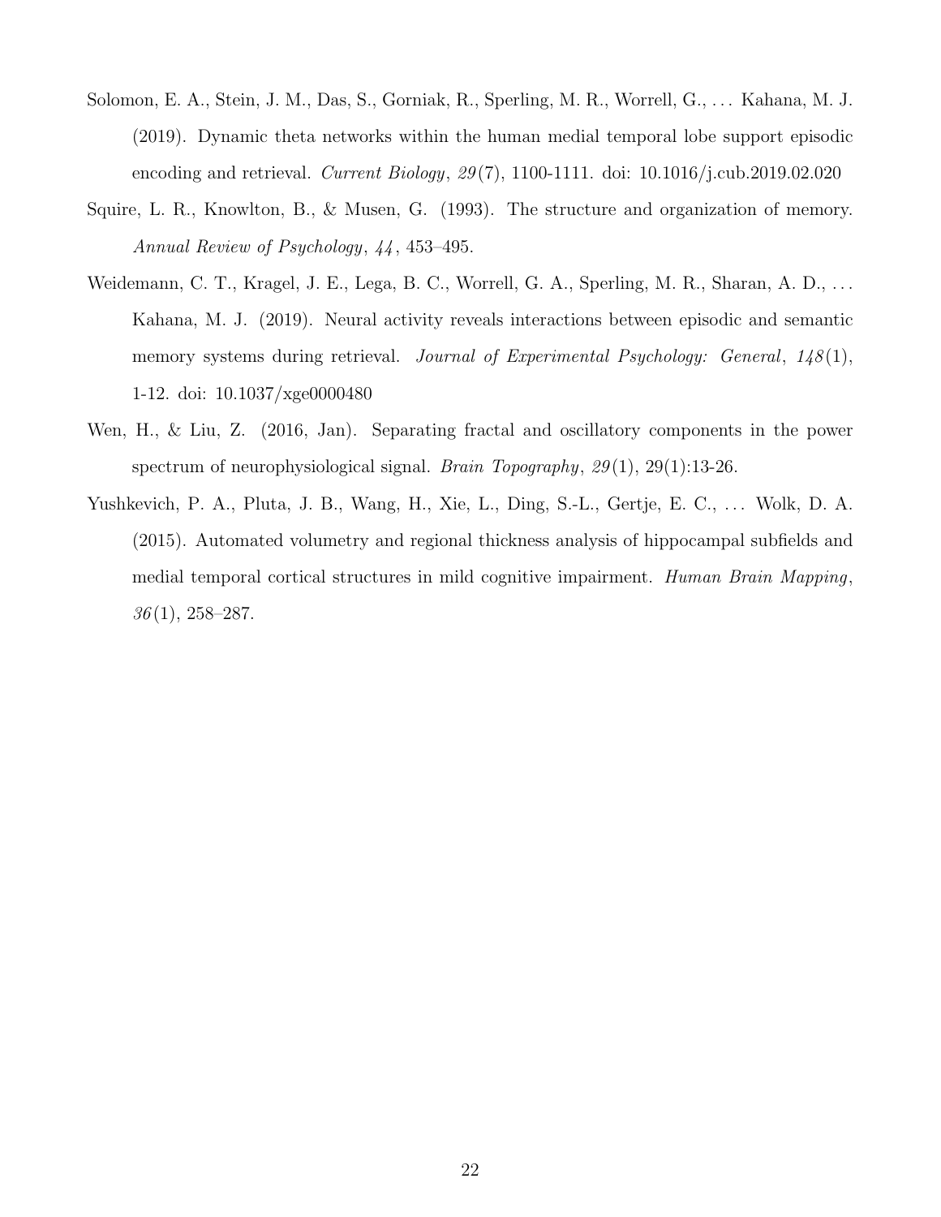Solomon, E. A., Stein, J. M., Das, S., Gorniak, R., Sperling, M. R., Worrell, G., . . . Kahana, M. J. (2019). Dynamic theta networks within the human medial temporal lobe support episodic encoding and retrieval. *Current Biology*, *29*(7), 1100-1111. doi: 10.1016/j.cub.2019.02.020

Squire, L. R., Knowlton, B., & Musen, G. (1993). The structure and organization of memory. *Annual Review of Psychology*, *44*, 453–495.

Weidemann, C. T., Kragel, J. E., Lega, B. C., Worrell, G. A., Sperling, M. R., Sharan, A. D., . . . Kahana, M. J. (2019). Neural activity reveals interactions between episodic and semantic memory systems during retrieval. *Journal of Experimental Psychology: General*, *148*(1), 1-12. doi: 10.1037/xge0000480

Wen, H., & Liu, Z. (2016, Jan). Separating fractal and oscillatory components in the power spectrum of neurophysiological signal. *Brain Topography*, *29*(1), 29(1):13-26.

Yushkevich, P. A., Pluta, J. B., Wang, H., Xie, L., Ding, S.-L., Gertje, E. C., . . . Wolk, D. A. (2015). Automated volumetry and regional thickness analysis of hippocampal subfields and medial temporal cortical structures in mild cognitive impairment. *Human Brain Mapping*, *36*(1), 258–287.